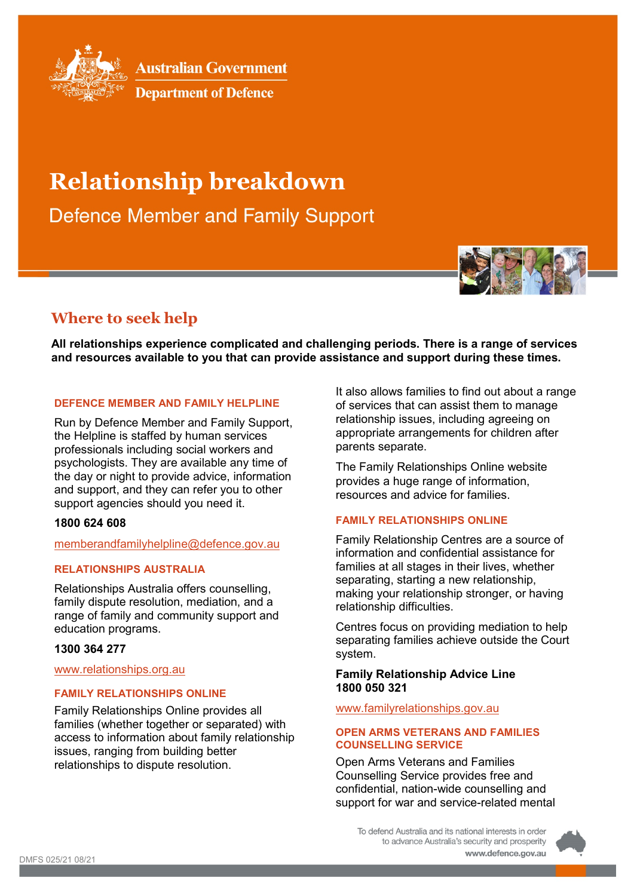Australian Government
Department of Defence

# Relationship breakdown

Defence Member and Family Support

## Where to seek help

**All relationships experience complicated and challenging periods. There is a range of services and resources available to you that can provide assistance and support during these times.**

### DEFENCE MEMBER AND FAMILY HELPLINE

Run by Defence Member and Family Support, the Helpline is staffed by human services professionals including social workers and psychologists. They are available any time of the day or night to provide advice, information and support, and they can refer you to other support agencies should you need it.

**1800 624 608**

memberandfamilyhelpline@defence.gov.au

### RELATIONSHIPS AUSTRALIA

Relationships Australia offers counselling, family dispute resolution, mediation, and a range of family and community support and education programs.

**1300 364 277**

www.relationships.org.au

### FAMILY RELATIONSHIPS ONLINE

Family Relationships Online provides all families (whether together or separated) with access to information about family relationship issues, ranging from building better relationships to dispute resolution.

It also allows families to find out about a range of services that can assist them to manage relationship issues, including agreeing on appropriate arrangements for children after parents separate.

The Family Relationships Online website provides a huge range of information, resources and advice for families.

### FAMILY RELATIONSHIPS ONLINE

Family Relationship Centres are a source of information and confidential assistance for families at all stages in their lives, whether separating, starting a new relationship, making your relationship stronger, or having relationship difficulties.

Centres focus on providing mediation to help separating families achieve outside the Court system.

**Family Relationship Advice Line**
**1800 050 321**

www.familyrelationships.gov.au

### OPEN ARMS VETERANS AND FAMILIES COUNSELLING SERVICE

Open Arms Veterans and Families Counselling Service provides free and confidential, nation-wide counselling and support for war and service-related mental

DMFS 025/21 08/21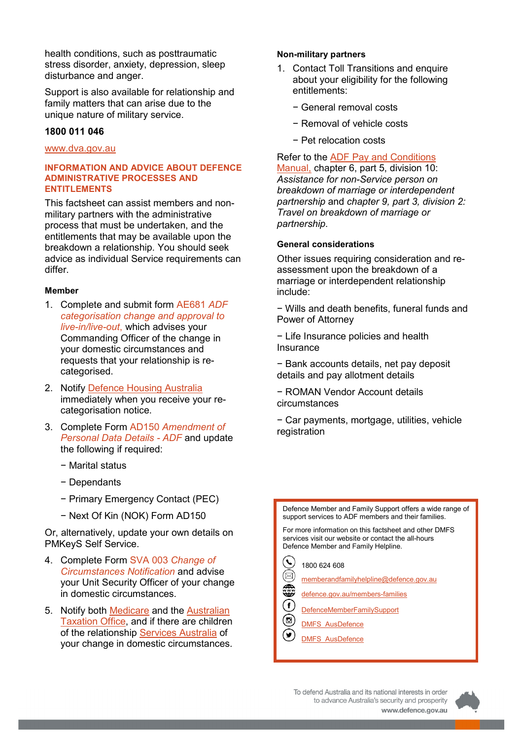health conditions, such as posttraumatic stress disorder, anxiety, depression, sleep disturbance and anger.

Support is also available for relationship and family matters that can arise due to the unique nature of military service.

**1800 011 046**

www.dva.gov.au

## INFORMATION AND ADVICE ABOUT DEFENCE ADMINISTRATIVE PROCESSES AND ENTITLEMENTS

This factsheet can assist members and non-military partners with the administrative process that must be undertaken, and the entitlements that may be available upon the breakdown a relationship. You should seek advice as individual Service requirements can differ.

### Member

1. Complete and submit form AE681 *ADF categorisation change and approval to live-in/live-out,* which advises your Commanding Officer of the change in your domestic circumstances and requests that your relationship is re-categorised.
2. Notify Defence Housing Australia immediately when you receive your re-categorisation notice.
3. Complete Form AD150 *Amendment of Personal Data Details - ADF* and update the following if required:
   - Marital status
   - Dependants
   - Primary Emergency Contact (PEC)
   - Next Of Kin (NOK) Form AD150

Or, alternatively, update your own details on PMKeyS Self Service.

4. Complete Form SVA 003 *Change of Circumstances Notification* and advise your Unit Security Officer of your change in domestic circumstances.
5. Notify both Medicare and the Australian Taxation Office, and if there are children of the relationship Services Australia of your change in domestic circumstances.

### Non-military partners

1. Contact Toll Transitions and enquire about your eligibility for the following entitlements:
   - General removal costs
   - Removal of vehicle costs
   - Pet relocation costs

Refer to the ADF Pay and Conditions Manual, chapter 6, part 5, division 10: *Assistance for non-Service person on breakdown of marriage or interdependent partnership* and *chapter 9, part 3, division 2: Travel on breakdown of marriage or partnership*.

### General considerations

Other issues requiring consideration and re-assessment upon the breakdown of a marriage or interdependent relationship include:

- Wills and death benefits, funeral funds and Power of Attorney
- Life Insurance policies and health Insurance
- Bank accounts details, net pay deposit details and pay allotment details
- ROMAN Vendor Account details circumstances
- Car payments, mortgage, utilities, vehicle registration

Defence Member and Family Support offers a wide range of support services to ADF members and their families.

For more information on this factsheet and other DMFS services visit our website or contact the all-hours Defence Member and Family Helpline.

1800 624 608

memberandfamilyhelpline@defence.gov.au

defence.gov.au/members-families

DefenceMemberFamilySupport

DMFS_AusDefence

DMFS_AusDefence